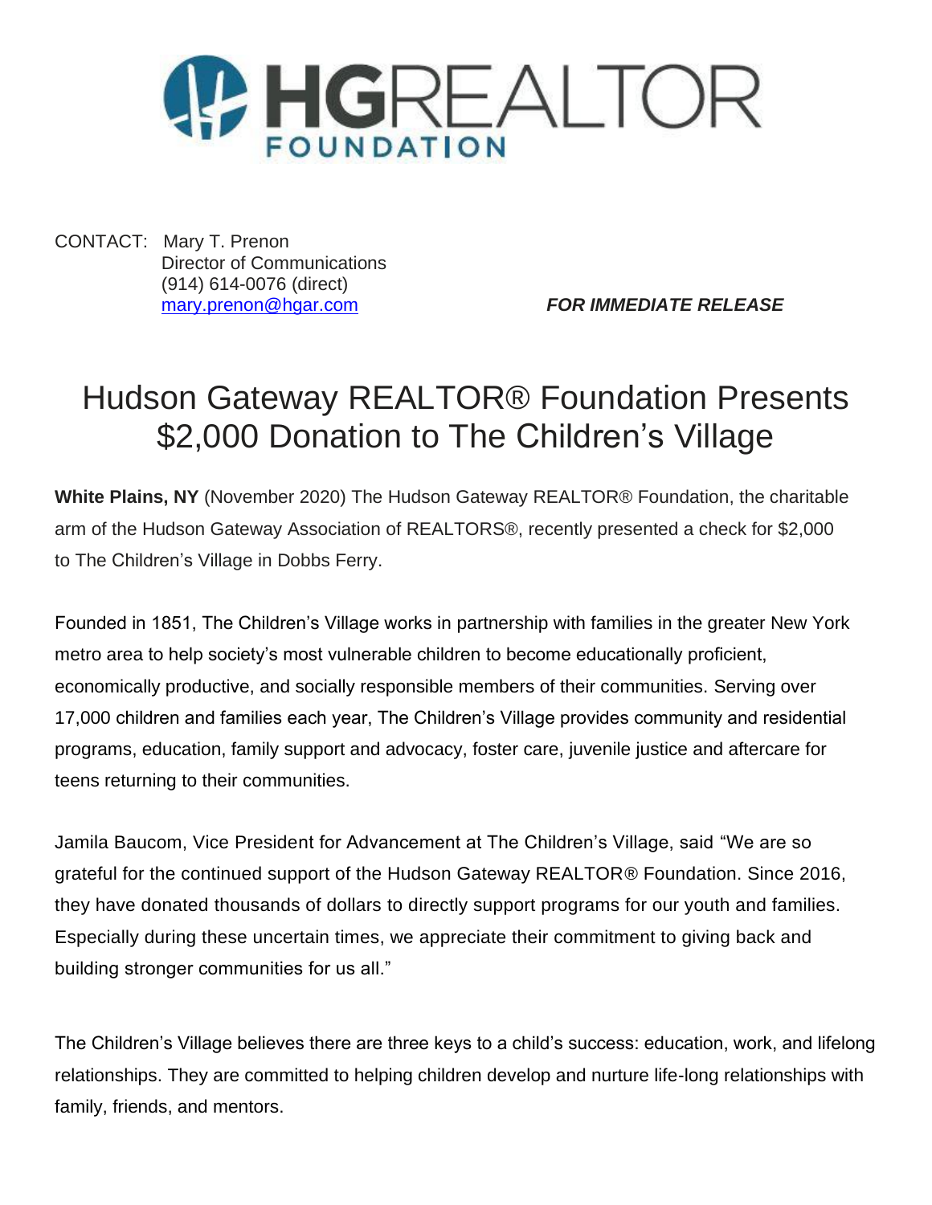HGREALTOR FOUNDATION

CONTACT: Mary T. Prenon
Director of Communications
(914) 614-0076 (direct)
mary.prenon@hgar.com

***FOR IMMEDIATE RELEASE***

# Hudson Gateway REALTOR® Foundation Presents $2,000 Donation to The Children's Village

**White Plains, NY** (November 2020) The Hudson Gateway REALTOR® Foundation, the charitable arm of the Hudson Gateway Association of REALTORS®, recently presented a check for $2,000 to The Children's Village in Dobbs Ferry.

Founded in 1851, The Children's Village works in partnership with families in the greater New York metro area to help society's most vulnerable children to become educationally proficient, economically productive, and socially responsible members of their communities. Serving over 17,000 children and families each year, The Children's Village provides community and residential programs, education, family support and advocacy, foster care, juvenile justice and aftercare for teens returning to their communities.

Jamila Baucom, Vice President for Advancement at The Children's Village, said "We are so grateful for the continued support of the Hudson Gateway REALTOR® Foundation. Since 2016, they have donated thousands of dollars to directly support programs for our youth and families. Especially during these uncertain times, we appreciate their commitment to giving back and building stronger communities for us all."

The Children's Village believes there are three keys to a child's success: education, work, and lifelong relationships. They are committed to helping children develop and nurture life-long relationships with family, friends, and mentors.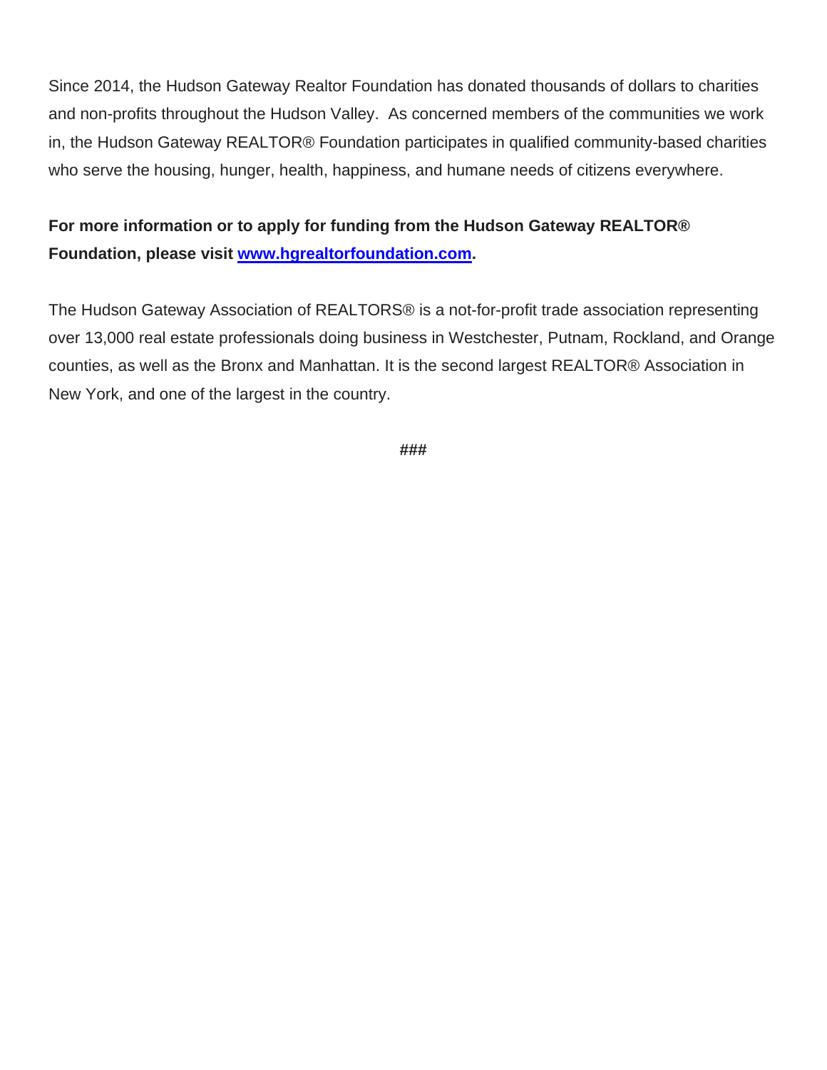Since 2014, the Hudson Gateway Realtor Foundation has donated thousands of dollars to charities and non-profits throughout the Hudson Valley. As concerned members of the communities we work in, the Hudson Gateway REALTOR® Foundation participates in qualified community-based charities who serve the housing, hunger, health, happiness, and humane needs of citizens everywhere.

**For more information or to apply for funding from the Hudson Gateway REALTOR® Foundation, please visit [www.hgrealtorfoundation.com](http://www.hgrealtorfoundation.com).**

The Hudson Gateway Association of REALTORS® is a not-for-profit trade association representing over 13,000 real estate professionals doing business in Westchester, Putnam, Rockland, and Orange counties, as well as the Bronx and Manhattan. It is the second largest REALTOR® Association in New York, and one of the largest in the country.

###